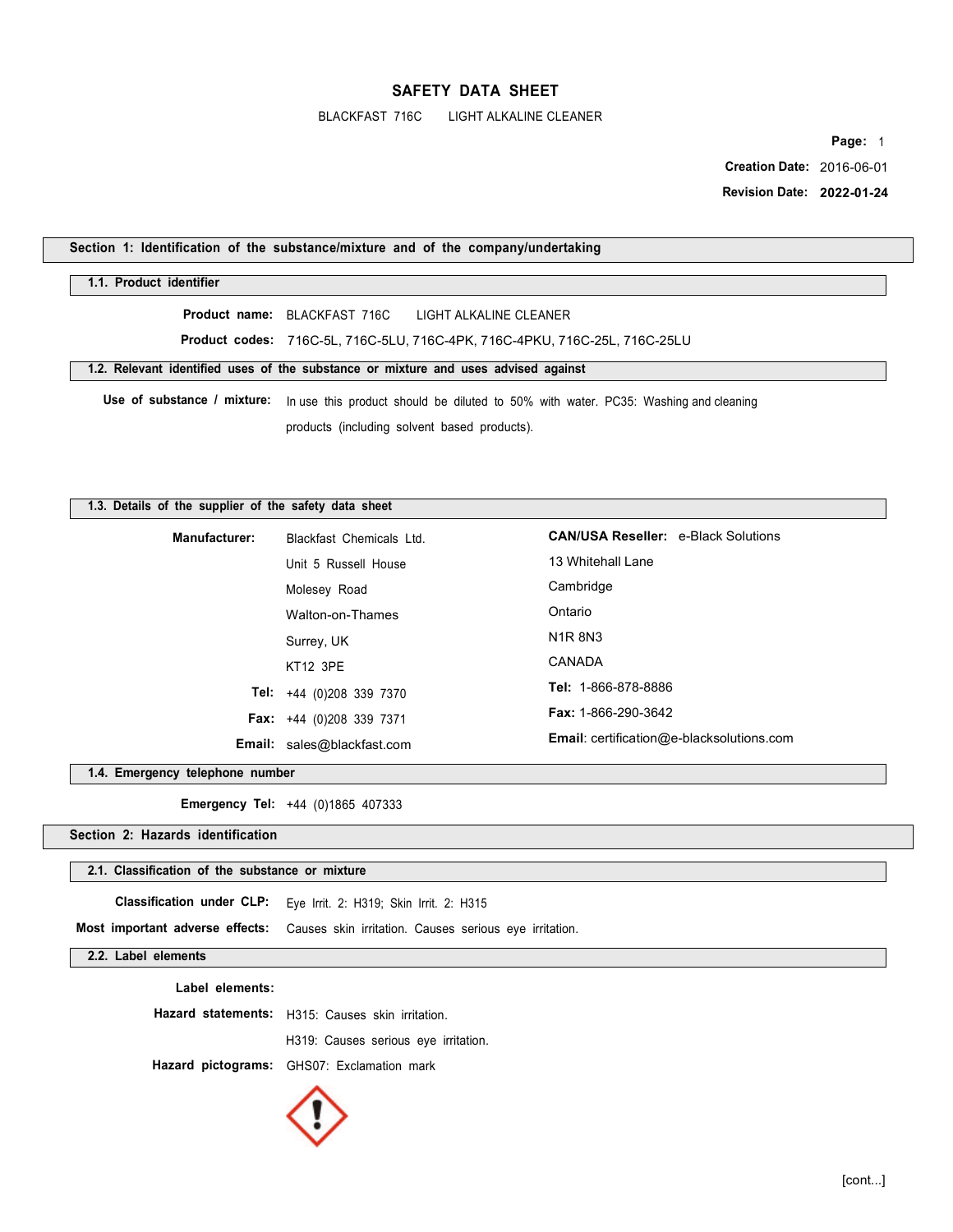# SAFETY DATA SHEET

BLACKFAST 716C LIGHT ALKALINE CLEANER

**Creation Date:** 2016-06-01

**Revision Date:** **2022-01-24**

## Section 1: Identification of the substance/mixture and of the company/undertaking

### 1.1. Product identifier

**Product name:** BLACKFAST 716C LIGHT ALKALINE CLEANER

**Product codes:** 716C-5L, 716C-5LU, 716C-4PK, 716C-4PKU, 716C-25L, 716C-25LU

### 1.2. Relevant identified uses of the substance or mixture and uses advised against

**Use of substance / mixture:** In use this product should be diluted to 50% with water. PC35: Washing and cleaning products (including solvent based products).

### 1.3. Details of the supplier of the safety data sheet

**Manufacturer:** Blackfast Chemicals Ltd.
Unit 5 Russell House
Molesey Road
Walton-on-Thames
Surrey, UK
KT12 3PE

**Tel:** +44 (0)208 339 7370

**Fax:** +44 (0)208 339 7371

**Email:** sales@blackfast.com

**CAN/USA Reseller:** e-Black Solutions
13 Whitehall Lane
Cambridge
Ontario
N1R 8N3
CANADA

**Tel:** 1-866-878-8886

**Fax:** 1-866-290-3642

**Email**: certification@e-blacksolutions.com

### 1.4. Emergency telephone number

**Emergency Tel:** +44 (0)1865 407333

## Section 2: Hazards identification

### 2.1. Classification of the substance or mixture

**Classification under CLP:** Eye Irrit. 2: H319; Skin Irrit. 2: H315

**Most important adverse effects:** Causes skin irritation. Causes serious eye irritation.

### 2.2. Label elements

**Label elements:**

**Hazard statements:** H315: Causes skin irritation.
H319: Causes serious eye irritation.

**Hazard pictograms:** GHS07: Exclamation mark

[cont...]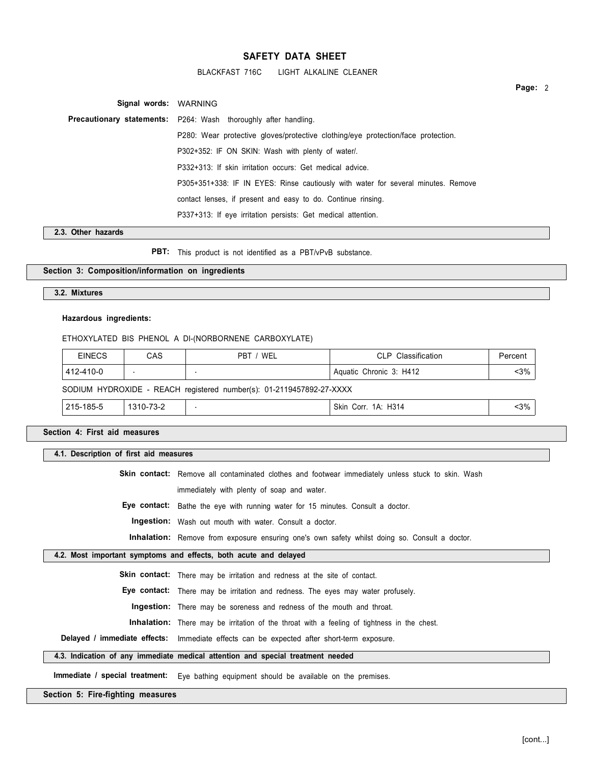**Signal words:** WARNING

**Precautionary statements:** P264: Wash thoroughly after handling.

P280: Wear protective gloves/protective clothing/eye protection/face protection.

P302+352: IF ON SKIN: Wash with plenty of water/.

P332+313: If skin irritation occurs: Get medical advice.

P305+351+338: IF IN EYES: Rinse cautiously with water for several minutes. Remove contact lenses, if present and easy to do. Continue rinsing.

P337+313: If eye irritation persists: Get medical attention.

### 2.3. Other hazards

**PBT:** This product is not identified as a PBT/vPvB substance.

## Section 3: Composition/information on ingredients

### 3.2. Mixtures

**Hazardous ingredients:**

ETHOXYLATED BIS PHENOL A DI-(NORBORNENE CARBOXYLATE)

| EINECS | CAS | PBT / WEL | CLP Classification | Percent |
|---|---|---|---|---|
| 412-410-0 | - | - | Aquatic Chronic 3: H412 | <3% |

SODIUM HYDROXIDE - REACH registered number(s): 01-2119457892-27-XXXX

| EINECS | CAS | PBT / WEL | CLP Classification | Percent |
|---|---|---|---|---|
| 215-185-5 | 1310-73-2 | - | Skin Corr. 1A: H314 | <3% |

## Section 4: First aid measures

### 4.1. Description of first aid measures

**Skin contact:** Remove all contaminated clothes and footwear immediately unless stuck to skin. Wash immediately with plenty of soap and water.

**Eye contact:** Bathe the eye with running water for 15 minutes. Consult a doctor.

**Ingestion:** Wash out mouth with water. Consult a doctor.

**Inhalation:** Remove from exposure ensuring one's own safety whilst doing so. Consult a doctor.

### 4.2. Most important symptoms and effects, both acute and delayed

**Skin contact:** There may be irritation and redness at the site of contact.

**Eye contact:** There may be irritation and redness. The eyes may water profusely.

**Ingestion:** There may be soreness and redness of the mouth and throat.

**Inhalation:** There may be irritation of the throat with a feeling of tightness in the chest.

**Delayed / immediate effects:** Immediate effects can be expected after short-term exposure.

### 4.3. Indication of any immediate medical attention and special treatment needed

**Immediate / special treatment:** Eye bathing equipment should be available on the premises.

## Section 5: Fire-fighting measures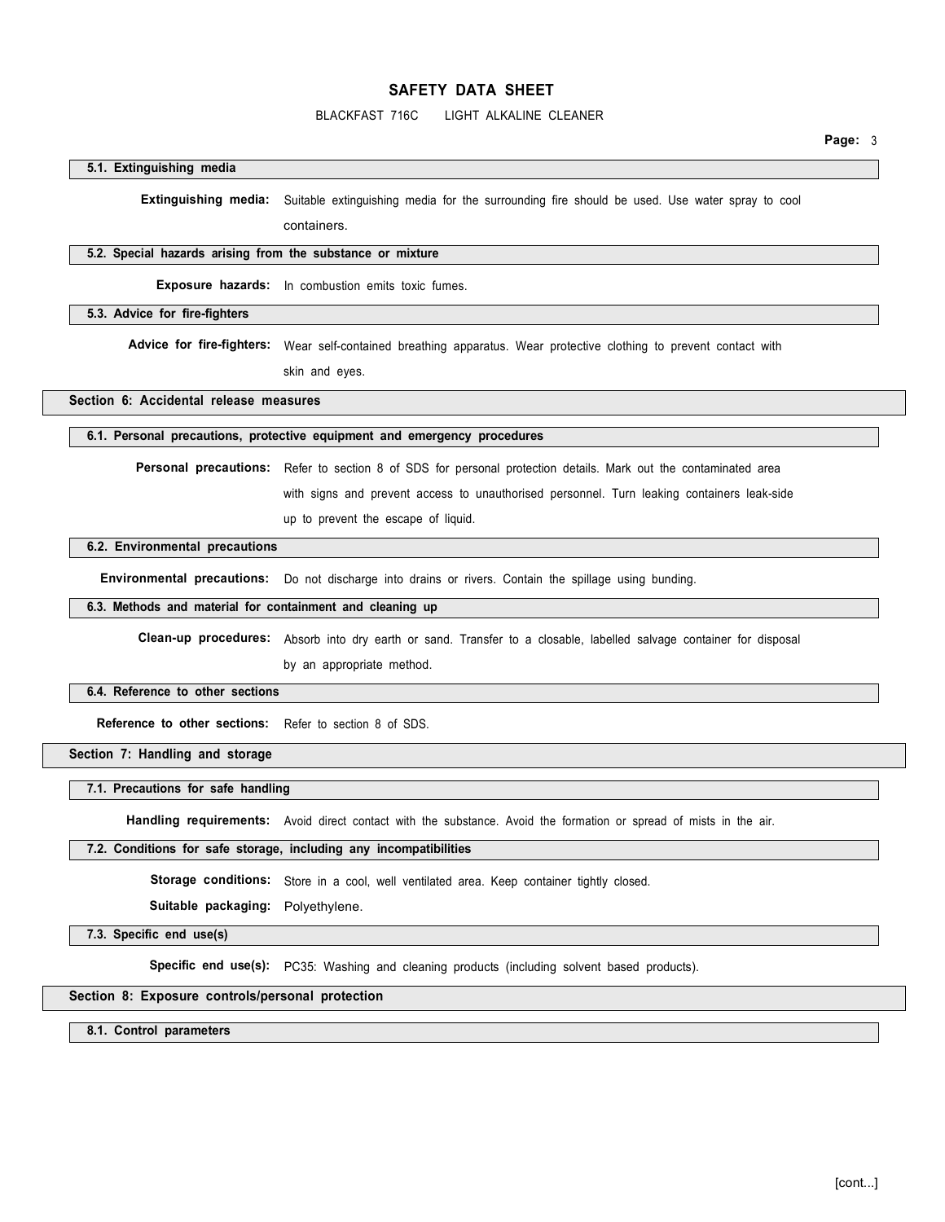### 5.1. Extinguishing media

**Extinguishing media:** Suitable extinguishing media for the surrounding fire should be used. Use water spray to cool containers.

### 5.2. Special hazards arising from the substance or mixture

**Exposure hazards:** In combustion emits toxic fumes.

### 5.3. Advice for fire-fighters

**Advice for fire-fighters:** Wear self-contained breathing apparatus. Wear protective clothing to prevent contact with skin and eyes.

## Section 6: Accidental release measures

### 6.1. Personal precautions, protective equipment and emergency procedures

**Personal precautions:** Refer to section 8 of SDS for personal protection details. Mark out the contaminated area with signs and prevent access to unauthorised personnel. Turn leaking containers leak-side up to prevent the escape of liquid.

### 6.2. Environmental precautions

**Environmental precautions:** Do not discharge into drains or rivers. Contain the spillage using bunding.

### 6.3. Methods and material for containment and cleaning up

**Clean-up procedures:** Absorb into dry earth or sand. Transfer to a closable, labelled salvage container for disposal by an appropriate method.

### 6.4. Reference to other sections

**Reference to other sections:** Refer to section 8 of SDS.

## Section 7: Handling and storage

### 7.1. Precautions for safe handling

**Handling requirements:** Avoid direct contact with the substance. Avoid the formation or spread of mists in the air.

### 7.2. Conditions for safe storage, including any incompatibilities

**Storage conditions:** Store in a cool, well ventilated area. Keep container tightly closed.

**Suitable packaging:** Polyethylene.

### 7.3. Specific end use(s)

**Specific end use(s):** PC35: Washing and cleaning products (including solvent based products).

## Section 8: Exposure controls/personal protection

### 8.1. Control parameters

[cont...]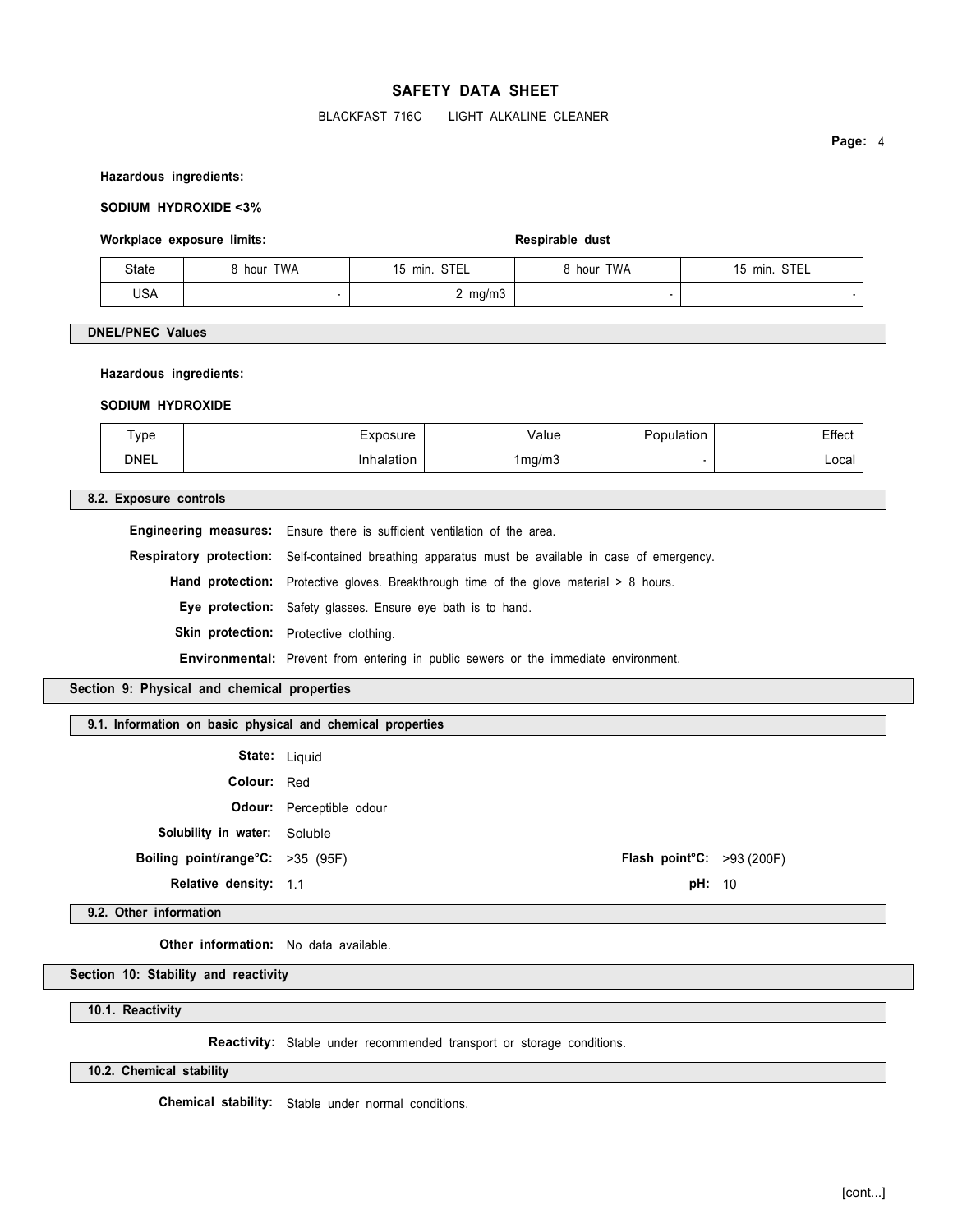**Hazardous ingredients:**

**SODIUM HYDROXIDE <3%**

**Workplace exposure limits:** | **Respirable dust**

| State | 8 hour TWA | 15 min. STEL | 8 hour TWA | 15 min. STEL |
|---|---|---|---|---|
| USA | - | 2 mg/m3 | - | - |

## DNEL/PNEC Values

**Hazardous ingredients:**

**SODIUM HYDROXIDE**

| Type | Exposure | Value | Population | Effect |
|---|---|---|---|---|
| DNEL | Inhalation | 1mg/m3 | - | Local |

## 8.2. Exposure controls

**Engineering measures:** Ensure there is sufficient ventilation of the area.

**Respiratory protection:** Self-contained breathing apparatus must be available in case of emergency.

**Hand protection:** Protective gloves. Breakthrough time of the glove material > 8 hours.

**Eye protection:** Safety glasses. Ensure eye bath is to hand.

**Skin protection:** Protective clothing.

**Environmental:** Prevent from entering in public sewers or the immediate environment.

# Section 9: Physical and chemical properties

## 9.1. Information on basic physical and chemical properties

**State:** Liquid

**Colour:** Red

**Odour:** Perceptible odour

**Solubility in water:** Soluble

**Boiling point/range°C:** >35 (95F)

**Flash point°C:** >93 (200F)

**Relative density:** 1.1

**pH:** 10

## 9.2. Other information

**Other information:** No data available.

# Section 10: Stability and reactivity

## 10.1. Reactivity

**Reactivity:** Stable under recommended transport or storage conditions.

## 10.2. Chemical stability

**Chemical stability:** Stable under normal conditions.

[cont...]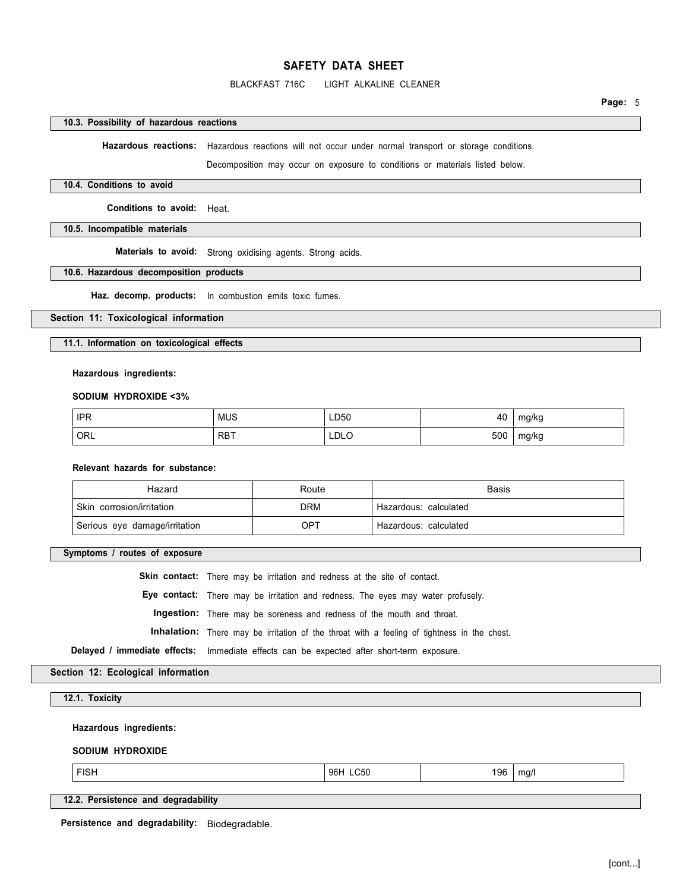### 10.3. Possibility of hazardous reactions

**Hazardous reactions:** Hazardous reactions will not occur under normal transport or storage conditions.

Decomposition may occur on exposure to conditions or materials listed below.

### 10.4. Conditions to avoid

**Conditions to avoid:** Heat.

### 10.5. Incompatible materials

**Materials to avoid:** Strong oxidising agents. Strong acids.

### 10.6. Hazardous decomposition products

**Haz. decomp. products:** In combustion emits toxic fumes.

## Section 11: Toxicological information

### 11.1. Information on toxicological effects

**Hazardous ingredients:**

**SODIUM HYDROXIDE <3%**

| | | | | |
|---|---|---|---|---|
| IPR | MUS | LD50 | 40 | mg/kg |
| ORL | RBT | LDLO | 500 | mg/kg |

**Relevant hazards for substance:**

| Hazard | Route | Basis |
|---|---|---|
| Skin corrosion/irritation | DRM | Hazardous: calculated |
| Serious eye damage/irritation | OPT | Hazardous: calculated |

### Symptoms / routes of exposure

**Skin contact:** There may be irritation and redness at the site of contact.

**Eye contact:** There may be irritation and redness. The eyes may water profusely.

**Ingestion:** There may be soreness and redness of the mouth and throat.

**Inhalation:** There may be irritation of the throat with a feeling of tightness in the chest.

**Delayed / immediate effects:** Immediate effects can be expected after short-term exposure.

## Section 12: Ecological information

### 12.1. Toxicity

**Hazardous ingredients:**

**SODIUM HYDROXIDE**

| | | | |
|---|---|---|---|
| FISH | 96H LC50 | 196 | mg/l |

### 12.2. Persistence and degradability

**Persistence and degradability:** Biodegradable.

[cont...]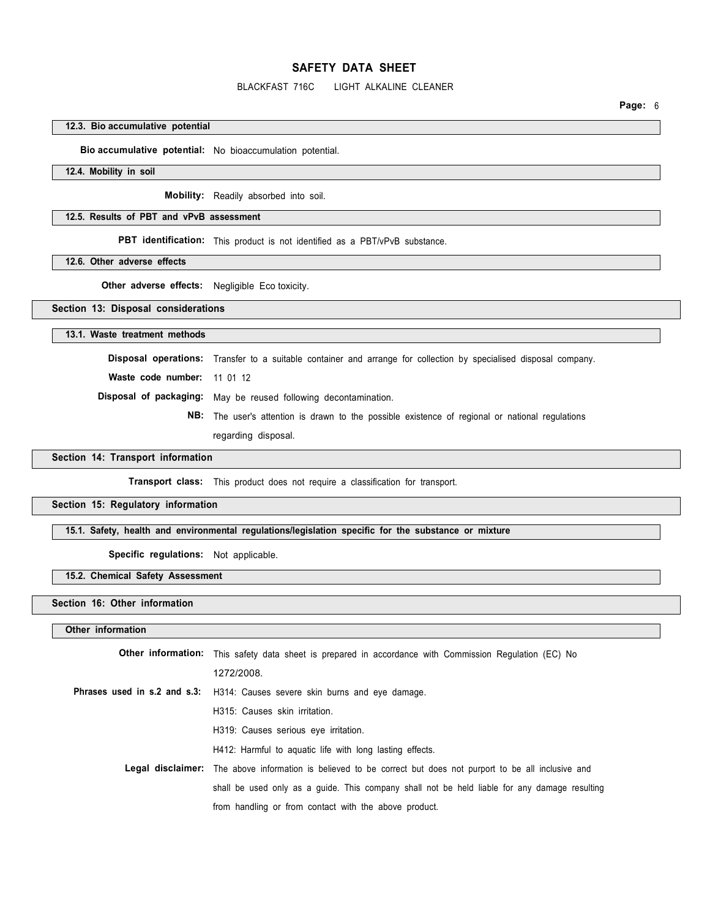### 12.3. Bio accumulative potential

**Bio accumulative potential:** No bioaccumulation potential.

### 12.4. Mobility in soil

**Mobility:** Readily absorbed into soil.

### 12.5. Results of PBT and vPvB assessment

**PBT identification:** This product is not identified as a PBT/vPvB substance.

### 12.6. Other adverse effects

**Other adverse effects:** Negligible Eco toxicity.

## Section 13: Disposal considerations

### 13.1. Waste treatment methods

**Disposal operations:** Transfer to a suitable container and arrange for collection by specialised disposal company.

**Waste code number:** 11 01 12

**Disposal of packaging:** May be reused following decontamination.

**NB:** The user's attention is drawn to the possible existence of regional or national regulations regarding disposal.

## Section 14: Transport information

**Transport class:** This product does not require a classification for transport.

## Section 15: Regulatory information

### 15.1. Safety, health and environmental regulations/legislation specific for the substance or mixture

**Specific regulations:** Not applicable.

### 15.2. Chemical Safety Assessment

## Section 16: Other information

### Other information

**Other information:** This safety data sheet is prepared in accordance with Commission Regulation (EC) No 1272/2008.

**Phrases used in s.2 and s.3:** H314: Causes severe skin burns and eye damage.

H315: Causes skin irritation.

H319: Causes serious eye irritation.

H412: Harmful to aquatic life with long lasting effects.

**Legal disclaimer:** The above information is believed to be correct but does not purport to be all inclusive and shall be used only as a guide. This company shall not be held liable for any damage resulting from handling or from contact with the above product.